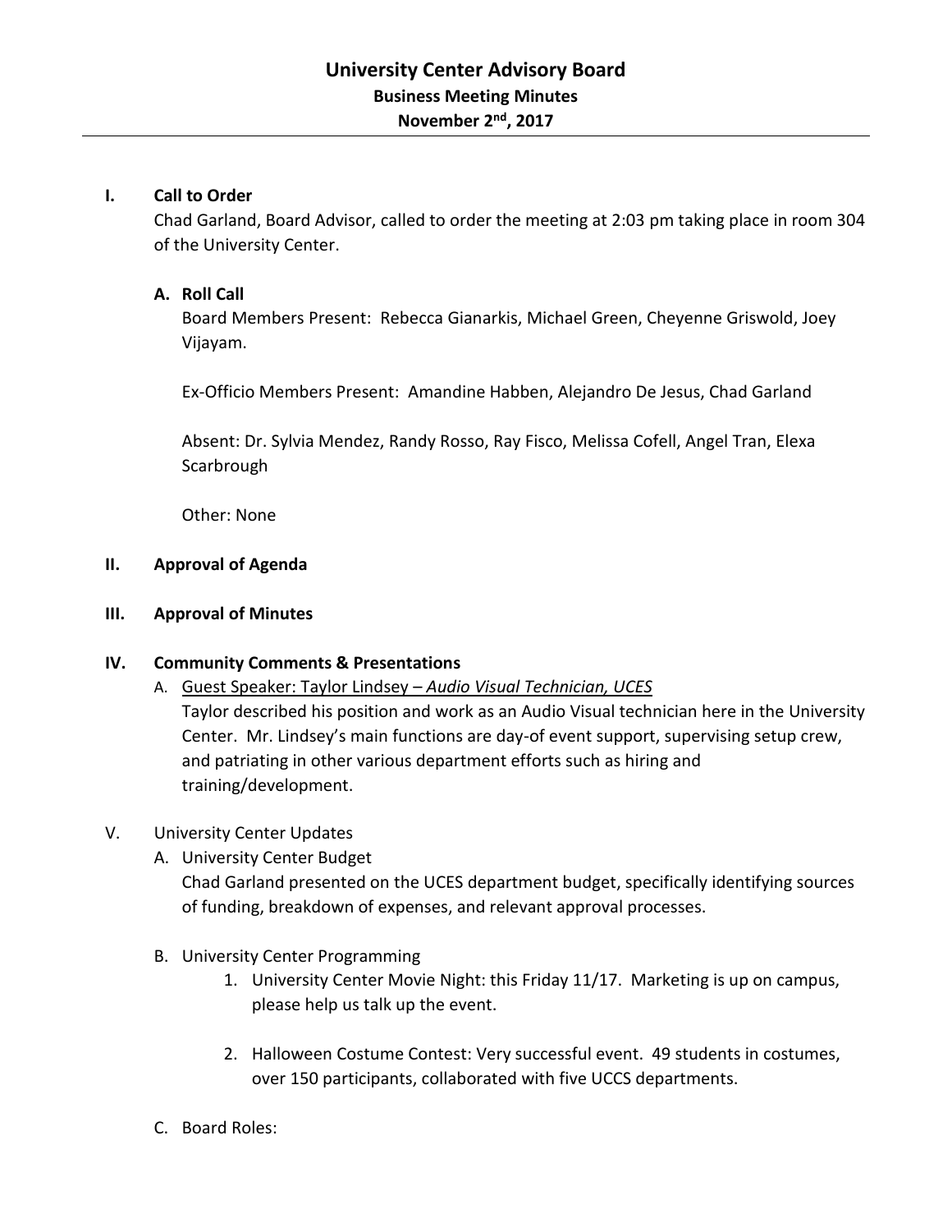# University Center Advisory Board

## Business Meeting Minutes

### November 2nd, 2017

---

**I. Call to Order**

Chad Garland, Board Advisor, called to order the meeting at 2:03 pm taking place in room 304 of the University Center.

**A. Roll Call**

Board Members Present: Rebecca Gianarkis, Michael Green, Cheyenne Griswold, Joey Vijayam.

Ex-Officio Members Present: Amandine Habben, Alejandro De Jesus, Chad Garland

Absent: Dr. Sylvia Mendez, Randy Rosso, Ray Fisco, Melissa Cofell, Angel Tran, Elexa Scarbrough

Other: None

**II. Approval of Agenda**

**III. Approval of Minutes**

**IV. Community Comments & Presentations**

A. <u>Guest Speaker: Taylor Lindsey – *Audio Visual Technician, UCES*</u>

Taylor described his position and work as an Audio Visual technician here in the University Center. Mr. Lindsey's main functions are day-of event support, supervising setup crew, and patriating in other various department efforts such as hiring and training/development.

V. University Center Updates

A. University Center Budget

Chad Garland presented on the UCES department budget, specifically identifying sources of funding, breakdown of expenses, and relevant approval processes.

B. University Center Programming

1. University Center Movie Night: this Friday 11/17. Marketing is up on campus, please help us talk up the event.

2. Halloween Costume Contest: Very successful event. 49 students in costumes, over 150 participants, collaborated with five UCCS departments.

C. Board Roles: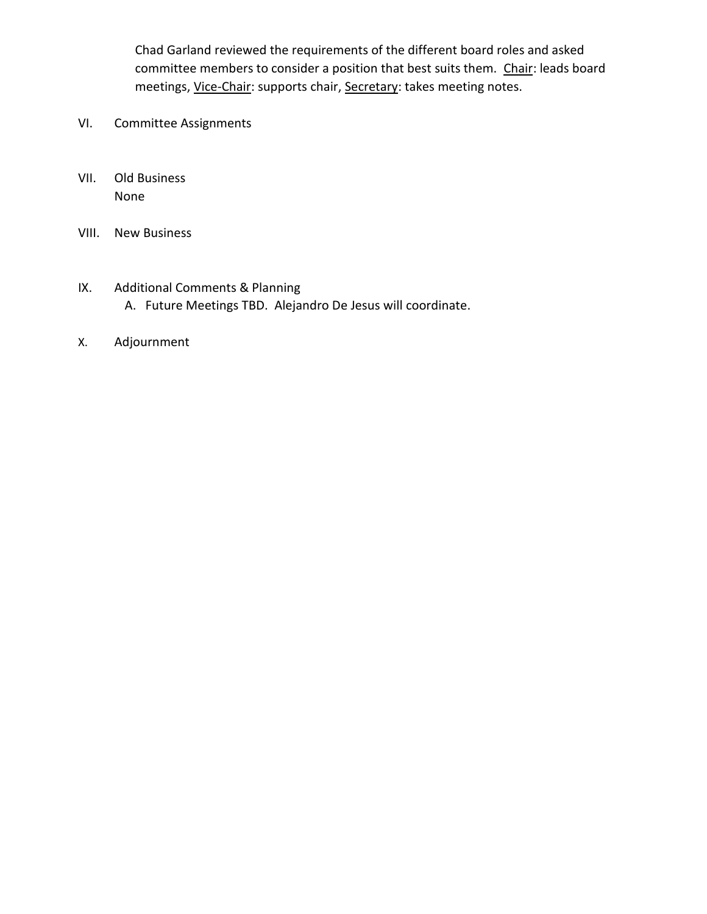Chad Garland reviewed the requirements of the different board roles and asked committee members to consider a position that best suits them. <u>Chair</u>: leads board meetings, <u>Vice-Chair</u>: supports chair, <u>Secretary</u>: takes meeting notes.

VI. Committee Assignments

VII. Old Business
None

VIII. New Business

IX. Additional Comments & Planning
   A. Future Meetings TBD. Alejandro De Jesus will coordinate.

X. Adjournment